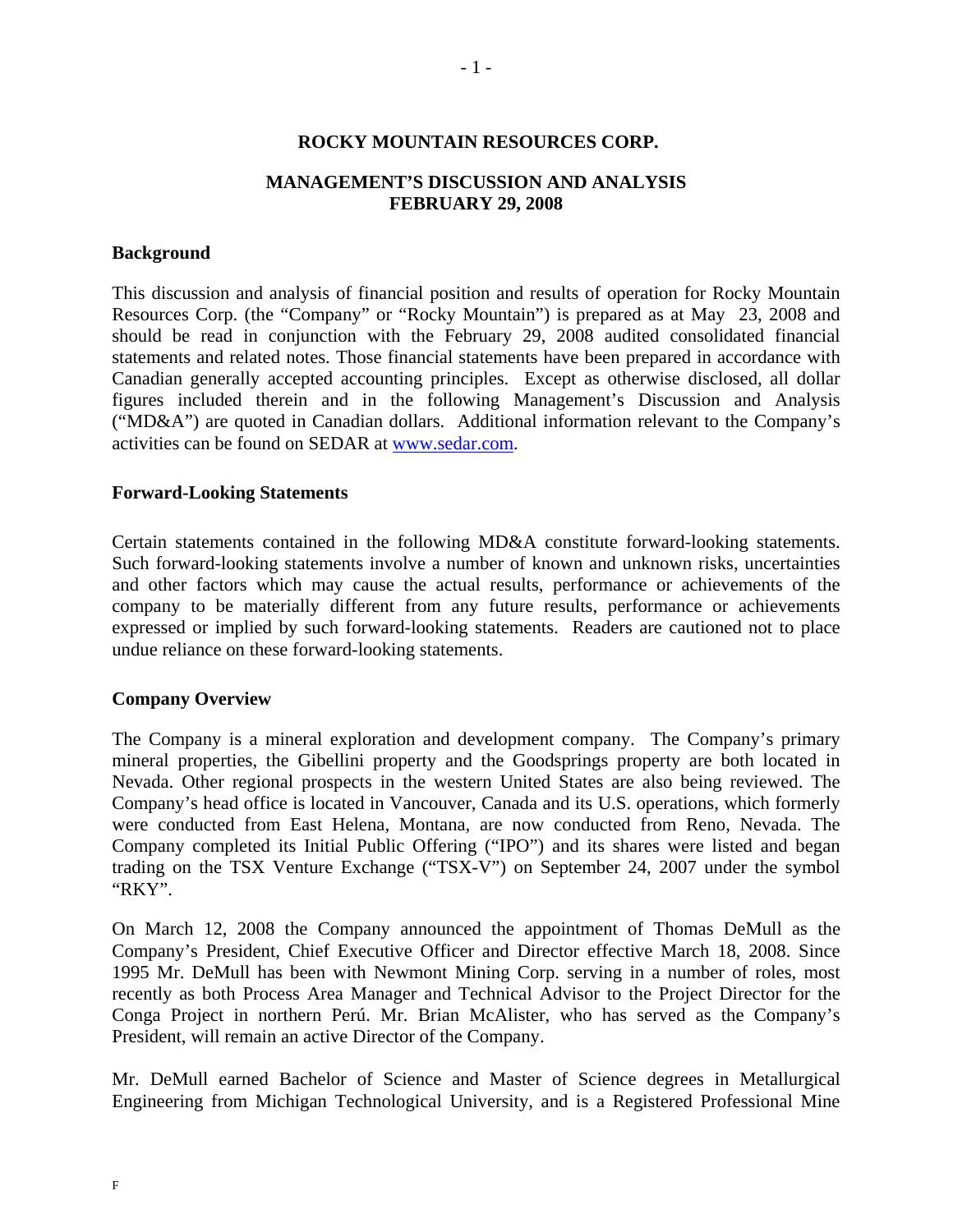# ROCKY MOUNTAIN RESOURCES CORP.

## MANAGEMENT'S DISCUSSION AND ANALYSIS
## FEBRUARY 29, 2008

### Background

This discussion and analysis of financial position and results of operation for Rocky Mountain Resources Corp. (the "Company" or "Rocky Mountain") is prepared as at May 23, 2008 and should be read in conjunction with the February 29, 2008 audited consolidated financial statements and related notes. Those financial statements have been prepared in accordance with Canadian generally accepted accounting principles. Except as otherwise disclosed, all dollar figures included therein and in the following Management's Discussion and Analysis ("MD&A") are quoted in Canadian dollars. Additional information relevant to the Company's activities can be found on SEDAR at www.sedar.com.

### Forward-Looking Statements

Certain statements contained in the following MD&A constitute forward-looking statements. Such forward-looking statements involve a number of known and unknown risks, uncertainties and other factors which may cause the actual results, performance or achievements of the company to be materially different from any future results, performance or achievements expressed or implied by such forward-looking statements. Readers are cautioned not to place undue reliance on these forward-looking statements.

### Company Overview

The Company is a mineral exploration and development company. The Company's primary mineral properties, the Gibellini property and the Goodsprings property are both located in Nevada. Other regional prospects in the western United States are also being reviewed. The Company's head office is located in Vancouver, Canada and its U.S. operations, which formerly were conducted from East Helena, Montana, are now conducted from Reno, Nevada. The Company completed its Initial Public Offering ("IPO") and its shares were listed and began trading on the TSX Venture Exchange ("TSX-V") on September 24, 2007 under the symbol "RKY".

On March 12, 2008 the Company announced the appointment of Thomas DeMull as the Company's President, Chief Executive Officer and Director effective March 18, 2008. Since 1995 Mr. DeMull has been with Newmont Mining Corp. serving in a number of roles, most recently as both Process Area Manager and Technical Advisor to the Project Director for the Conga Project in northern Perú. Mr. Brian McAlister, who has served as the Company's President, will remain an active Director of the Company.

Mr. DeMull earned Bachelor of Science and Master of Science degrees in Metallurgical Engineering from Michigan Technological University, and is a Registered Professional Mine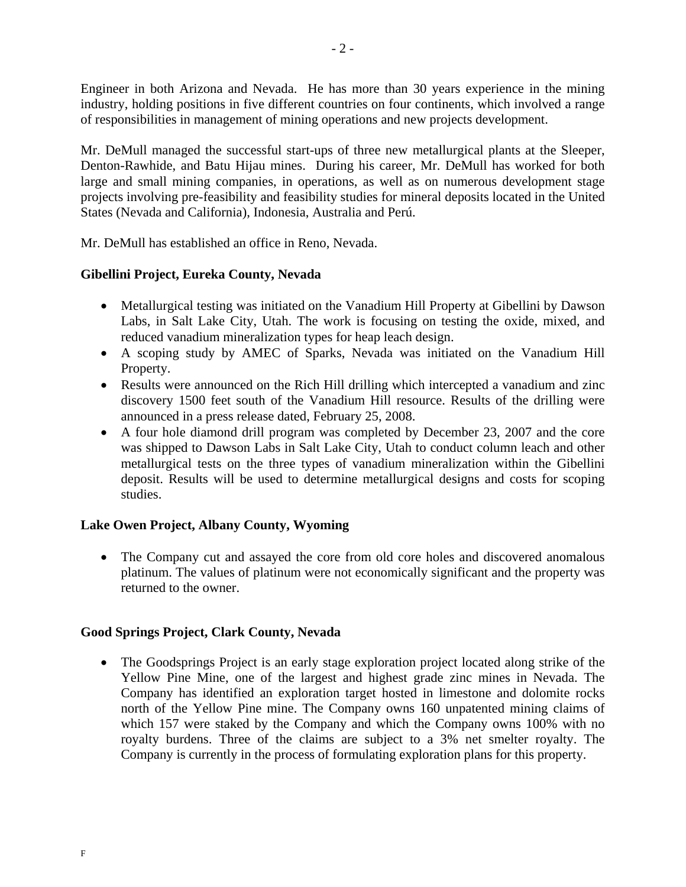Engineer in both Arizona and Nevada. He has more than 30 years experience in the mining industry, holding positions in five different countries on four continents, which involved a range of responsibilities in management of mining operations and new projects development.

Mr. DeMull managed the successful start-ups of three new metallurgical plants at the Sleeper, Denton-Rawhide, and Batu Hijau mines. During his career, Mr. DeMull has worked for both large and small mining companies, in operations, as well as on numerous development stage projects involving pre-feasibility and feasibility studies for mineral deposits located in the United States (Nevada and California), Indonesia, Australia and Perú.

Mr. DeMull has established an office in Reno, Nevada.

**Gibellini Project, Eureka County, Nevada**

- Metallurgical testing was initiated on the Vanadium Hill Property at Gibellini by Dawson Labs, in Salt Lake City, Utah. The work is focusing on testing the oxide, mixed, and reduced vanadium mineralization types for heap leach design.
- A scoping study by AMEC of Sparks, Nevada was initiated on the Vanadium Hill Property.
- Results were announced on the Rich Hill drilling which intercepted a vanadium and zinc discovery 1500 feet south of the Vanadium Hill resource. Results of the drilling were announced in a press release dated, February 25, 2008.
- A four hole diamond drill program was completed by December 23, 2007 and the core was shipped to Dawson Labs in Salt Lake City, Utah to conduct column leach and other metallurgical tests on the three types of vanadium mineralization within the Gibellini deposit. Results will be used to determine metallurgical designs and costs for scoping studies.

**Lake Owen Project, Albany County, Wyoming**

- The Company cut and assayed the core from old core holes and discovered anomalous platinum. The values of platinum were not economically significant and the property was returned to the owner.

**Good Springs Project, Clark County, Nevada**

- The Goodsprings Project is an early stage exploration project located along strike of the Yellow Pine Mine, one of the largest and highest grade zinc mines in Nevada. The Company has identified an exploration target hosted in limestone and dolomite rocks north of the Yellow Pine mine. The Company owns 160 unpatented mining claims of which 157 were staked by the Company and which the Company owns 100% with no royalty burdens. Three of the claims are subject to a 3% net smelter royalty. The Company is currently in the process of formulating exploration plans for this property.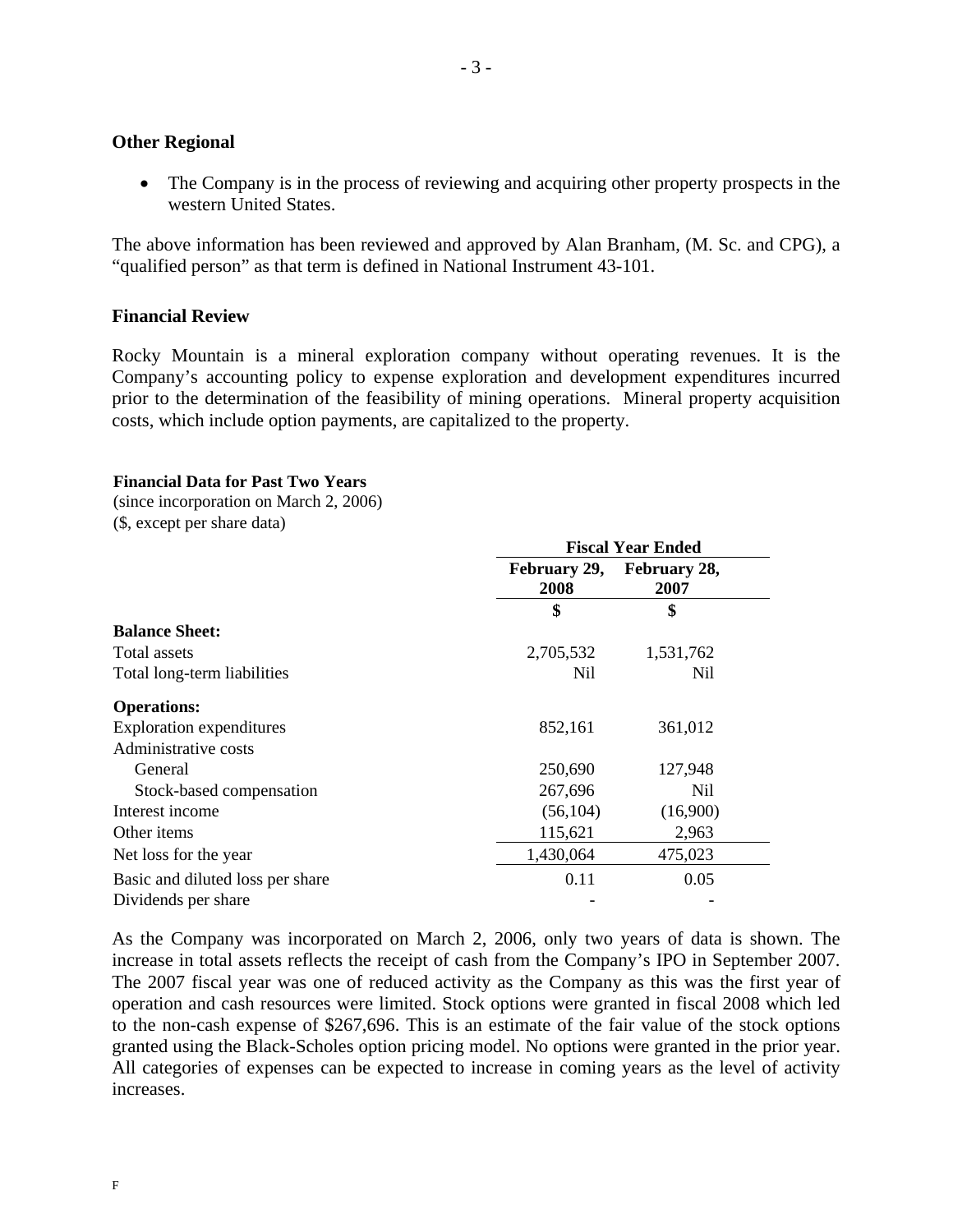### Other Regional

- The Company is in the process of reviewing and acquiring other property prospects in the western United States.

The above information has been reviewed and approved by Alan Branham, (M. Sc. and CPG), a "qualified person" as that term is defined in National Instrument 43-101.

### Financial Review

Rocky Mountain is a mineral exploration company without operating revenues. It is the Company's accounting policy to expense exploration and development expenditures incurred prior to the determination of the feasibility of mining operations. Mineral property acquisition costs, which include option payments, are capitalized to the property.

**Financial Data for Past Two Years**
(since incorporation on March 2, 2006)
($, except per share data)

| | Fiscal Year Ended | |
|---|---|---|
| | **February 29, 2008** | **February 28, 2007** |
| | **$** | **$** |
| **Balance Sheet:** | | |
| Total assets | 2,705,532 | 1,531,762 |
| Total long-term liabilities | Nil | Nil |
| **Operations:** | | |
| Exploration expenditures | 852,161 | 361,012 |
| Administrative costs | | |
| General | 250,690 | 127,948 |
| Stock-based compensation | 267,696 | Nil |
| Interest income | (56,104) | (16,900) |
| Other items | 115,621 | 2,963 |
| Net loss for the year | 1,430,064 | 475,023 |
| Basic and diluted loss per share | 0.11 | 0.05 |
| Dividends per share | - | - |

As the Company was incorporated on March 2, 2006, only two years of data is shown. The increase in total assets reflects the receipt of cash from the Company's IPO in September 2007. The 2007 fiscal year was one of reduced activity as the Company as this was the first year of operation and cash resources were limited. Stock options were granted in fiscal 2008 which led to the non-cash expense of $267,696. This is an estimate of the fair value of the stock options granted using the Black-Scholes option pricing model. No options were granted in the prior year. All categories of expenses can be expected to increase in coming years as the level of activity increases.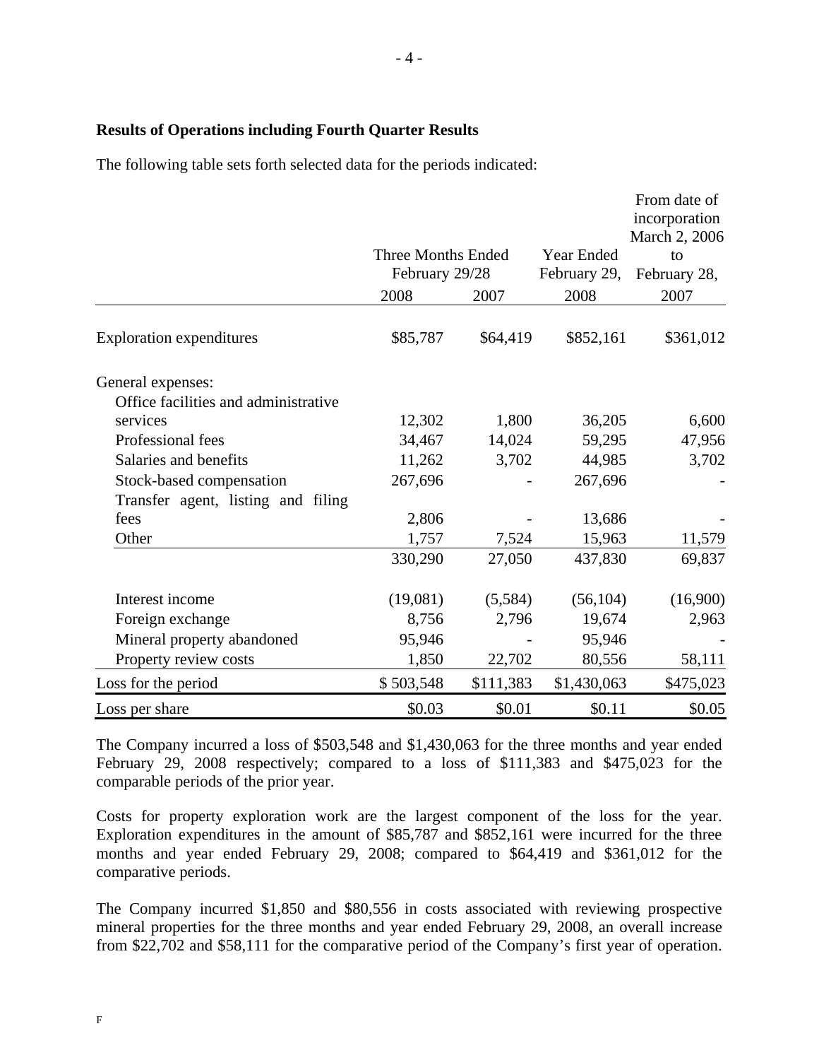**Results of Operations including Fourth Quarter Results**

The following table sets forth selected data for the periods indicated:

| | Three Months Ended February 29/28 | | Year Ended February 29, | From date of incorporation March 2, 2006 to February 28, |
|---|---|---|---|---|
| | 2008 | 2007 | 2008 | 2007 |
| Exploration expenditures | $85,787 | $64,419 | $852,161 | $361,012 |
| General expenses: | | | | |
| Office facilities and administrative services | 12,302 | 1,800 | 36,205 | 6,600 |
| Professional fees | 34,467 | 14,024 | 59,295 | 47,956 |
| Salaries and benefits | 11,262 | 3,702 | 44,985 | 3,702 |
| Stock-based compensation | 267,696 | - | 267,696 | - |
| Transfer agent, listing and filing fees | 2,806 | - | 13,686 | - |
| Other | 1,757 | 7,524 | 15,963 | 11,579 |
| | 330,290 | 27,050 | 437,830 | 69,837 |
| Interest income | (19,081) | (5,584) | (56,104) | (16,900) |
| Foreign exchange | 8,756 | 2,796 | 19,674 | 2,963 |
| Mineral property abandoned | 95,946 | - | 95,946 | - |
| Property review costs | 1,850 | 22,702 | 80,556 | 58,111 |
| Loss for the period | $ 503,548 | $111,383 | $1,430,063 | $475,023 |
| Loss per share | $0.03 | $0.01 | $0.11 | $0.05 |

The Company incurred a loss of $503,548 and $1,430,063 for the three months and year ended February 29, 2008 respectively; compared to a loss of $111,383 and $475,023 for the comparable periods of the prior year.

Costs for property exploration work are the largest component of the loss for the year. Exploration expenditures in the amount of $85,787 and $852,161 were incurred for the three months and year ended February 29, 2008; compared to $64,419 and $361,012 for the comparative periods.

The Company incurred $1,850 and $80,556 in costs associated with reviewing prospective mineral properties for the three months and year ended February 29, 2008, an overall increase from $22,702 and $58,111 for the comparative period of the Company's first year of operation.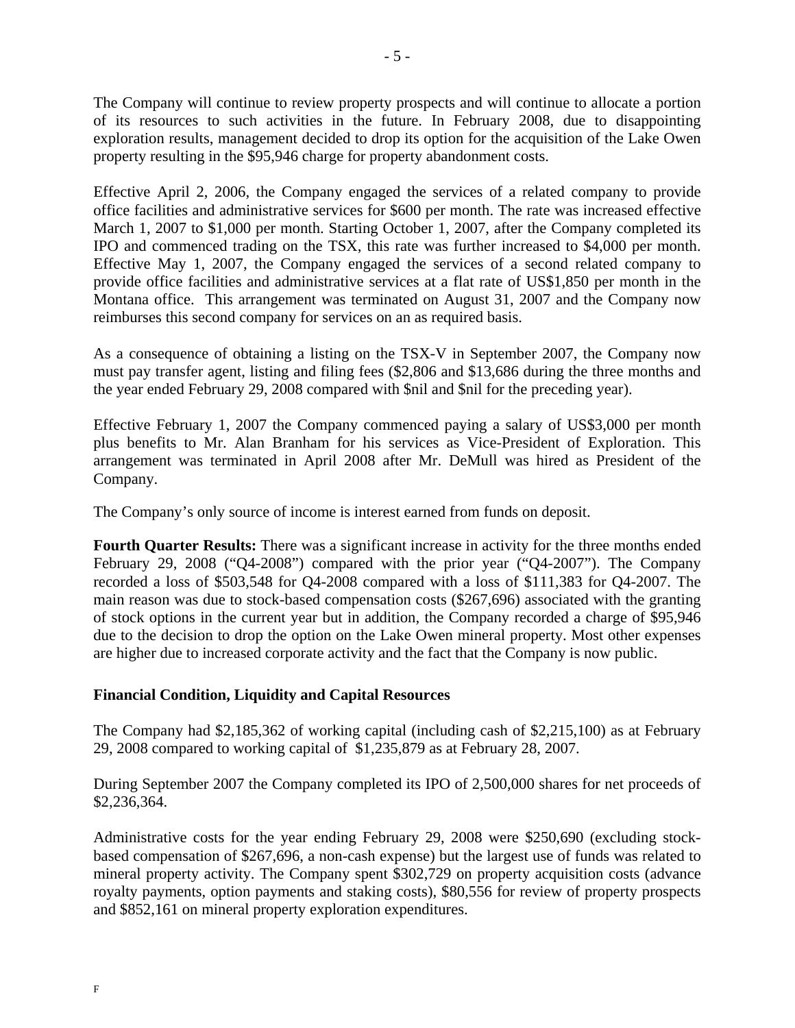The Company will continue to review property prospects and will continue to allocate a portion of its resources to such activities in the future. In February 2008, due to disappointing exploration results, management decided to drop its option for the acquisition of the Lake Owen property resulting in the $95,946 charge for property abandonment costs.

Effective April 2, 2006, the Company engaged the services of a related company to provide office facilities and administrative services for $600 per month. The rate was increased effective March 1, 2007 to $1,000 per month. Starting October 1, 2007, after the Company completed its IPO and commenced trading on the TSX, this rate was further increased to $4,000 per month. Effective May 1, 2007, the Company engaged the services of a second related company to provide office facilities and administrative services at a flat rate of US$1,850 per month in the Montana office. This arrangement was terminated on August 31, 2007 and the Company now reimburses this second company for services on an as required basis.

As a consequence of obtaining a listing on the TSX-V in September 2007, the Company now must pay transfer agent, listing and filing fees ($2,806 and $13,686 during the three months and the year ended February 29, 2008 compared with $nil and $nil for the preceding year).

Effective February 1, 2007 the Company commenced paying a salary of US$3,000 per month plus benefits to Mr. Alan Branham for his services as Vice-President of Exploration. This arrangement was terminated in April 2008 after Mr. DeMull was hired as President of the Company.

The Company's only source of income is interest earned from funds on deposit.

**Fourth Quarter Results:** There was a significant increase in activity for the three months ended February 29, 2008 ("Q4-2008") compared with the prior year ("Q4-2007"). The Company recorded a loss of $503,548 for Q4-2008 compared with a loss of $111,383 for Q4-2007. The main reason was due to stock-based compensation costs ($267,696) associated with the granting of stock options in the current year but in addition, the Company recorded a charge of $95,946 due to the decision to drop the option on the Lake Owen mineral property. Most other expenses are higher due to increased corporate activity and the fact that the Company is now public.

## Financial Condition, Liquidity and Capital Resources

The Company had $2,185,362 of working capital (including cash of $2,215,100) as at February 29, 2008 compared to working capital of $1,235,879 as at February 28, 2007.

During September 2007 the Company completed its IPO of 2,500,000 shares for net proceeds of $2,236,364.

Administrative costs for the year ending February 29, 2008 were $250,690 (excluding stock-based compensation of $267,696, a non-cash expense) but the largest use of funds was related to mineral property activity. The Company spent $302,729 on property acquisition costs (advance royalty payments, option payments and staking costs), $80,556 for review of property prospects and $852,161 on mineral property exploration expenditures.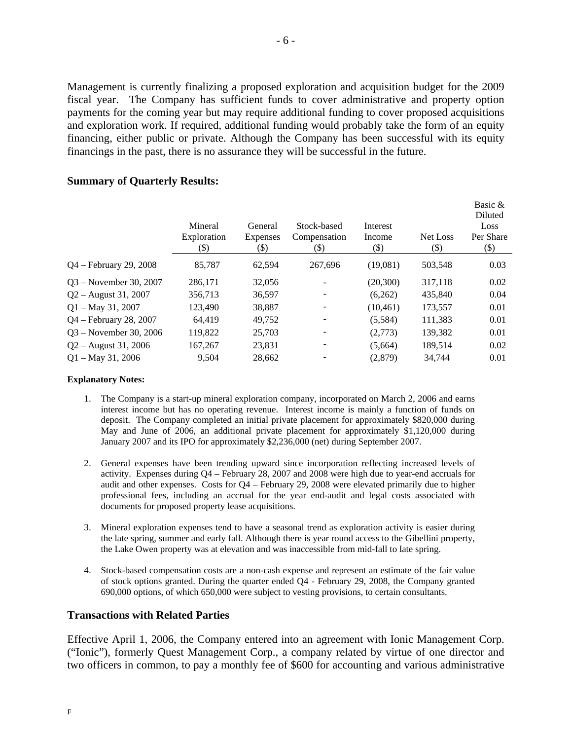Management is currently finalizing a proposed exploration and acquisition budget for the 2009 fiscal year. The Company has sufficient funds to cover administrative and property option payments for the coming year but may require additional funding to cover proposed acquisitions and exploration work. If required, additional funding would probably take the form of an equity financing, either public or private. Although the Company has been successful with its equity financings in the past, there is no assurance they will be successful in the future.

**Summary of Quarterly Results:**

| | Mineral Exploration ($) | General Expenses ($) | Stock-based Compensation ($) | Interest Income ($) | Net Loss ($) | Basic & Diluted Loss Per Share ($) |
|---|---|---|---|---|---|---|
| Q4 – February 29, 2008 | 85,787 | 62,594 | 267,696 | (19,081) | 503,548 | 0.03 |
| Q3 – November 30, 2007 | 286,171 | 32,056 | - | (20,300) | 317,118 | 0.02 |
| Q2 – August 31, 2007 | 356,713 | 36,597 | - | (6,262) | 435,840 | 0.04 |
| Q1 – May 31, 2007 | 123,490 | 38,887 | - | (10,461) | 173,557 | 0.01 |
| Q4 – February 28, 2007 | 64,419 | 49,752 | - | (5,584) | 111,383 | 0.01 |
| Q3 – November 30, 2006 | 119,822 | 25,703 | - | (2,773) | 139,382 | 0.01 |
| Q2 – August 31, 2006 | 167,267 | 23,831 | - | (5,664) | 189,514 | 0.02 |
| Q1 – May 31, 2006 | 9,504 | 28,662 | - | (2,879) | 34,744 | 0.01 |

**Explanatory Notes:**

1. The Company is a start-up mineral exploration company, incorporated on March 2, 2006 and earns interest income but has no operating revenue. Interest income is mainly a function of funds on deposit. The Company completed an initial private placement for approximately $820,000 during May and June of 2006, an additional private placement for approximately $1,120,000 during January 2007 and its IPO for approximately $2,236,000 (net) during September 2007.

2. General expenses have been trending upward since incorporation reflecting increased levels of activity. Expenses during Q4 – February 28, 2007 and 2008 were high due to year-end accruals for audit and other expenses. Costs for Q4 – February 29, 2008 were elevated primarily due to higher professional fees, including an accrual for the year end-audit and legal costs associated with documents for proposed property lease acquisitions.

3. Mineral exploration expenses tend to have a seasonal trend as exploration activity is easier during the late spring, summer and early fall. Although there is year round access to the Gibellini property, the Lake Owen property was at elevation and was inaccessible from mid-fall to late spring.

4. Stock-based compensation costs are a non-cash expense and represent an estimate of the fair value of stock options granted. During the quarter ended Q4 - February 29, 2008, the Company granted 690,000 options, of which 650,000 were subject to vesting provisions, to certain consultants.

## Transactions with Related Parties

Effective April 1, 2006, the Company entered into an agreement with Ionic Management Corp. ("Ionic"), formerly Quest Management Corp., a company related by virtue of one director and two officers in common, to pay a monthly fee of $600 for accounting and various administrative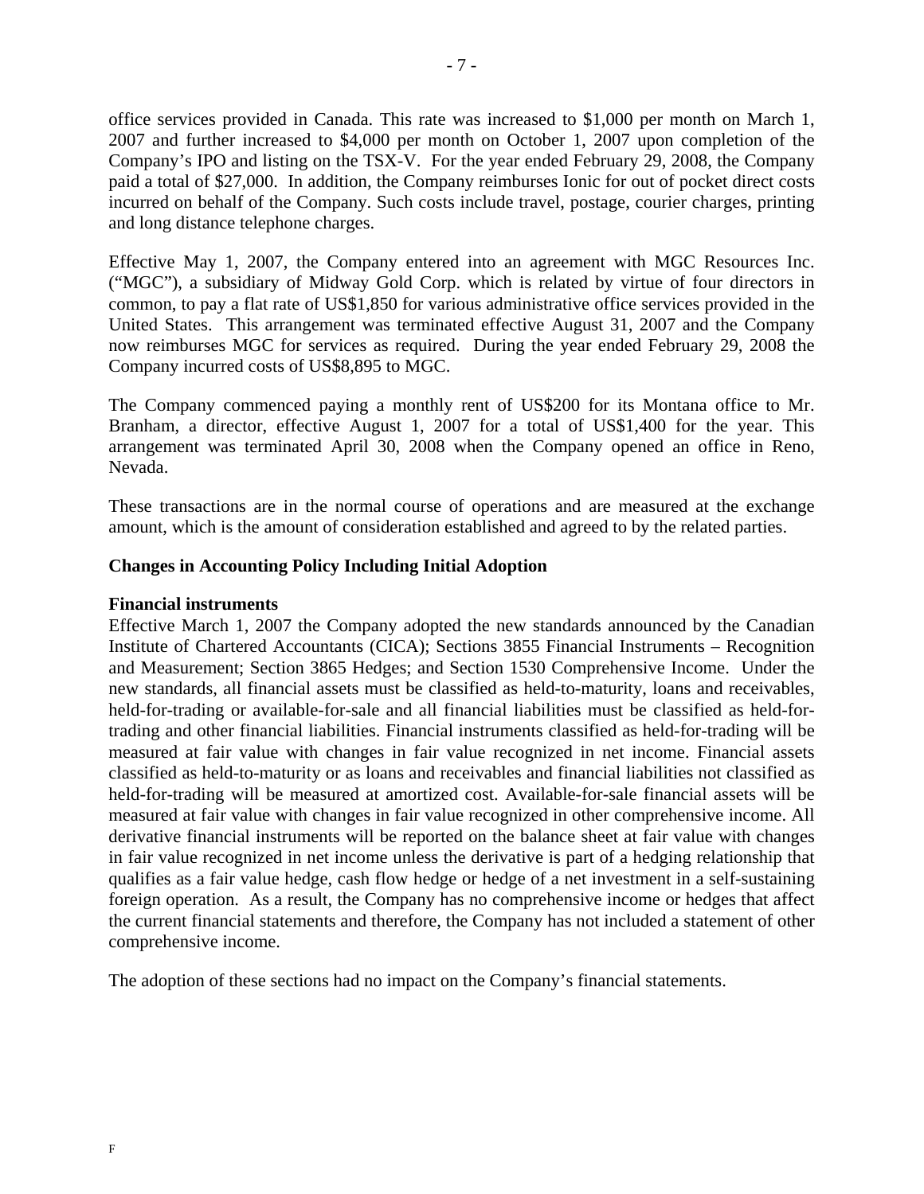office services provided in Canada. This rate was increased to $1,000 per month on March 1, 2007 and further increased to $4,000 per month on October 1, 2007 upon completion of the Company's IPO and listing on the TSX-V. For the year ended February 29, 2008, the Company paid a total of $27,000. In addition, the Company reimburses Ionic for out of pocket direct costs incurred on behalf of the Company. Such costs include travel, postage, courier charges, printing and long distance telephone charges.

Effective May 1, 2007, the Company entered into an agreement with MGC Resources Inc. ("MGC"), a subsidiary of Midway Gold Corp. which is related by virtue of four directors in common, to pay a flat rate of US$1,850 for various administrative office services provided in the United States. This arrangement was terminated effective August 31, 2007 and the Company now reimburses MGC for services as required. During the year ended February 29, 2008 the Company incurred costs of US$8,895 to MGC.

The Company commenced paying a monthly rent of US$200 for its Montana office to Mr. Branham, a director, effective August 1, 2007 for a total of US$1,400 for the year. This arrangement was terminated April 30, 2008 when the Company opened an office in Reno, Nevada.

These transactions are in the normal course of operations and are measured at the exchange amount, which is the amount of consideration established and agreed to by the related parties.

## Changes in Accounting Policy Including Initial Adoption

### Financial instruments

Effective March 1, 2007 the Company adopted the new standards announced by the Canadian Institute of Chartered Accountants (CICA); Sections 3855 Financial Instruments – Recognition and Measurement; Section 3865 Hedges; and Section 1530 Comprehensive Income. Under the new standards, all financial assets must be classified as held-to-maturity, loans and receivables, held-for-trading or available-for-sale and all financial liabilities must be classified as held-for-trading and other financial liabilities. Financial instruments classified as held-for-trading will be measured at fair value with changes in fair value recognized in net income. Financial assets classified as held-to-maturity or as loans and receivables and financial liabilities not classified as held-for-trading will be measured at amortized cost. Available-for-sale financial assets will be measured at fair value with changes in fair value recognized in other comprehensive income. All derivative financial instruments will be reported on the balance sheet at fair value with changes in fair value recognized in net income unless the derivative is part of a hedging relationship that qualifies as a fair value hedge, cash flow hedge or hedge of a net investment in a self-sustaining foreign operation. As a result, the Company has no comprehensive income or hedges that affect the current financial statements and therefore, the Company has not included a statement of other comprehensive income.

The adoption of these sections had no impact on the Company's financial statements.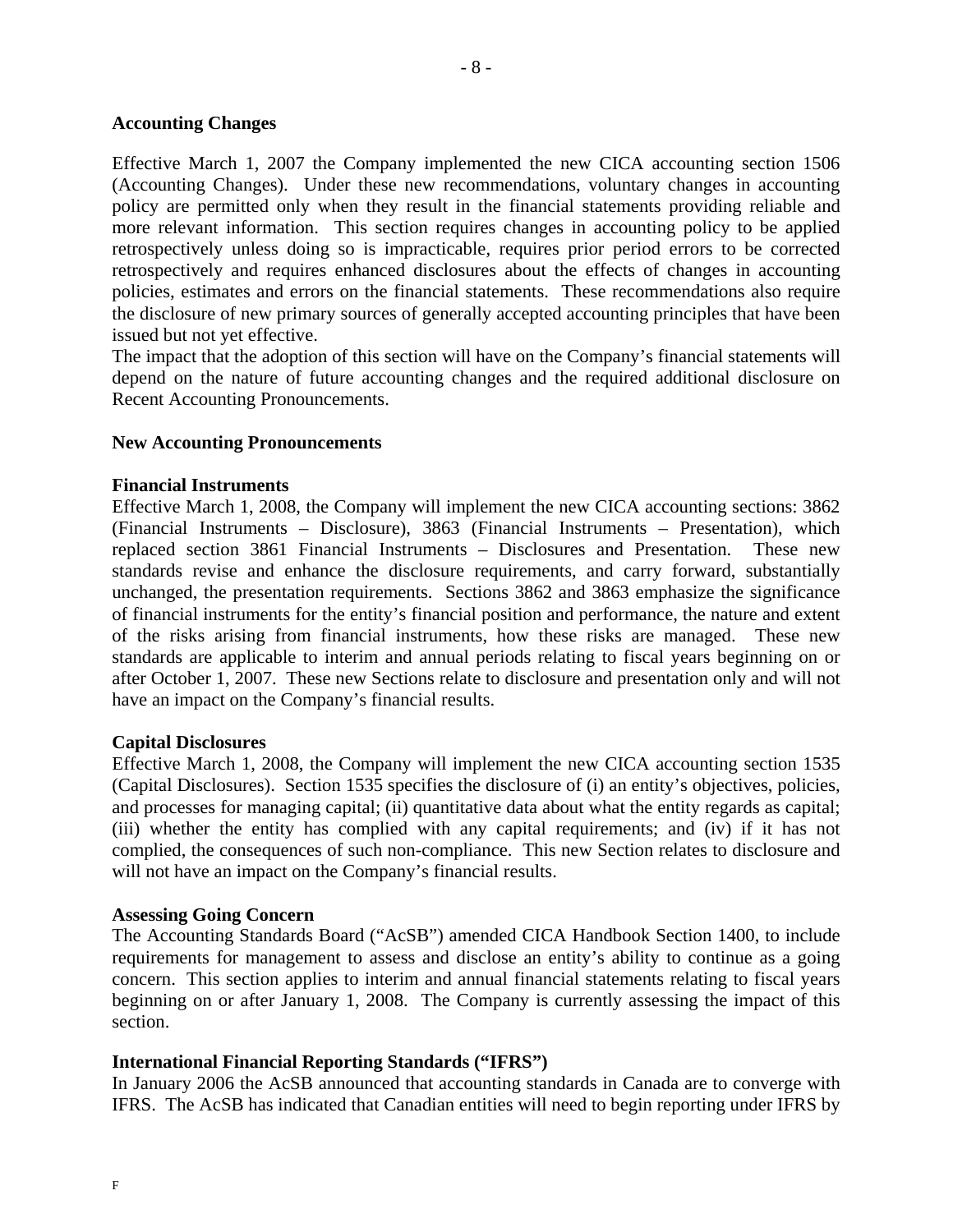**Accounting Changes**

Effective March 1, 2007 the Company implemented the new CICA accounting section 1506 (Accounting Changes). Under these new recommendations, voluntary changes in accounting policy are permitted only when they result in the financial statements providing reliable and more relevant information. This section requires changes in accounting policy to be applied retrospectively unless doing so is impracticable, requires prior period errors to be corrected retrospectively and requires enhanced disclosures about the effects of changes in accounting policies, estimates and errors on the financial statements. These recommendations also require the disclosure of new primary sources of generally accepted accounting principles that have been issued but not yet effective.

The impact that the adoption of this section will have on the Company's financial statements will depend on the nature of future accounting changes and the required additional disclosure on Recent Accounting Pronouncements.

**New Accounting Pronouncements**

**Financial Instruments**

Effective March 1, 2008, the Company will implement the new CICA accounting sections: 3862 (Financial Instruments – Disclosure), 3863 (Financial Instruments – Presentation), which replaced section 3861 Financial Instruments – Disclosures and Presentation. These new standards revise and enhance the disclosure requirements, and carry forward, substantially unchanged, the presentation requirements. Sections 3862 and 3863 emphasize the significance of financial instruments for the entity's financial position and performance, the nature and extent of the risks arising from financial instruments, how these risks are managed. These new standards are applicable to interim and annual periods relating to fiscal years beginning on or after October 1, 2007. These new Sections relate to disclosure and presentation only and will not have an impact on the Company's financial results.

**Capital Disclosures**

Effective March 1, 2008, the Company will implement the new CICA accounting section 1535 (Capital Disclosures). Section 1535 specifies the disclosure of (i) an entity's objectives, policies, and processes for managing capital; (ii) quantitative data about what the entity regards as capital; (iii) whether the entity has complied with any capital requirements; and (iv) if it has not complied, the consequences of such non-compliance. This new Section relates to disclosure and will not have an impact on the Company's financial results.

**Assessing Going Concern**

The Accounting Standards Board ("AcSB") amended CICA Handbook Section 1400, to include requirements for management to assess and disclose an entity's ability to continue as a going concern. This section applies to interim and annual financial statements relating to fiscal years beginning on or after January 1, 2008. The Company is currently assessing the impact of this section.

**International Financial Reporting Standards ("IFRS")**

In January 2006 the AcSB announced that accounting standards in Canada are to converge with IFRS. The AcSB has indicated that Canadian entities will need to begin reporting under IFRS by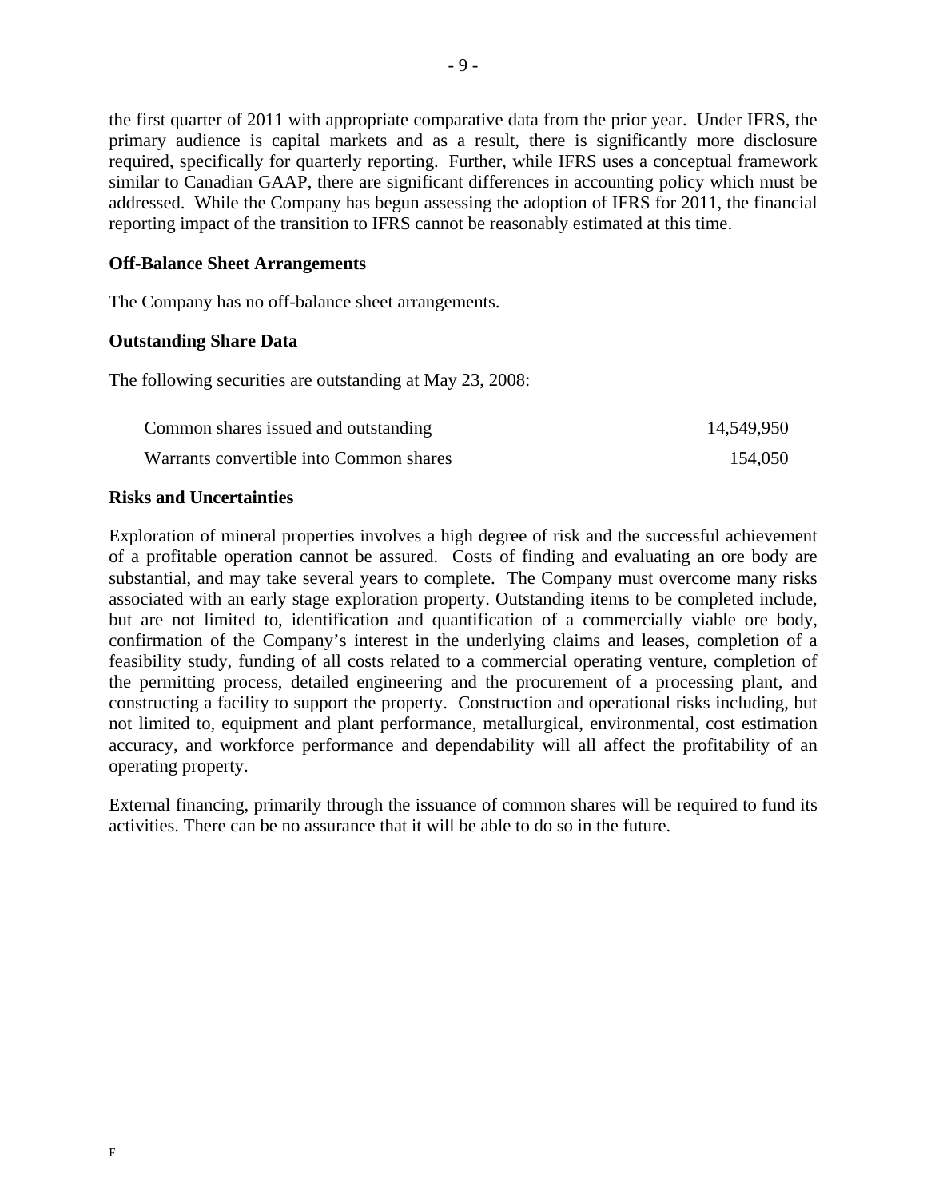the first quarter of 2011 with appropriate comparative data from the prior year. Under IFRS, the primary audience is capital markets and as a result, there is significantly more disclosure required, specifically for quarterly reporting. Further, while IFRS uses a conceptual framework similar to Canadian GAAP, there are significant differences in accounting policy which must be addressed. While the Company has begun assessing the adoption of IFRS for 2011, the financial reporting impact of the transition to IFRS cannot be reasonably estimated at this time.

**Off-Balance Sheet Arrangements**

The Company has no off-balance sheet arrangements.

**Outstanding Share Data**

The following securities are outstanding at May 23, 2008:

| | |
|---|---|
| Common shares issued and outstanding | 14,549,950 |
| Warrants convertible into Common shares | 154,050 |

**Risks and Uncertainties**

Exploration of mineral properties involves a high degree of risk and the successful achievement of a profitable operation cannot be assured. Costs of finding and evaluating an ore body are substantial, and may take several years to complete. The Company must overcome many risks associated with an early stage exploration property. Outstanding items to be completed include, but are not limited to, identification and quantification of a commercially viable ore body, confirmation of the Company's interest in the underlying claims and leases, completion of a feasibility study, funding of all costs related to a commercial operating venture, completion of the permitting process, detailed engineering and the procurement of a processing plant, and constructing a facility to support the property. Construction and operational risks including, but not limited to, equipment and plant performance, metallurgical, environmental, cost estimation accuracy, and workforce performance and dependability will all affect the profitability of an operating property.

External financing, primarily through the issuance of common shares will be required to fund its activities. There can be no assurance that it will be able to do so in the future.